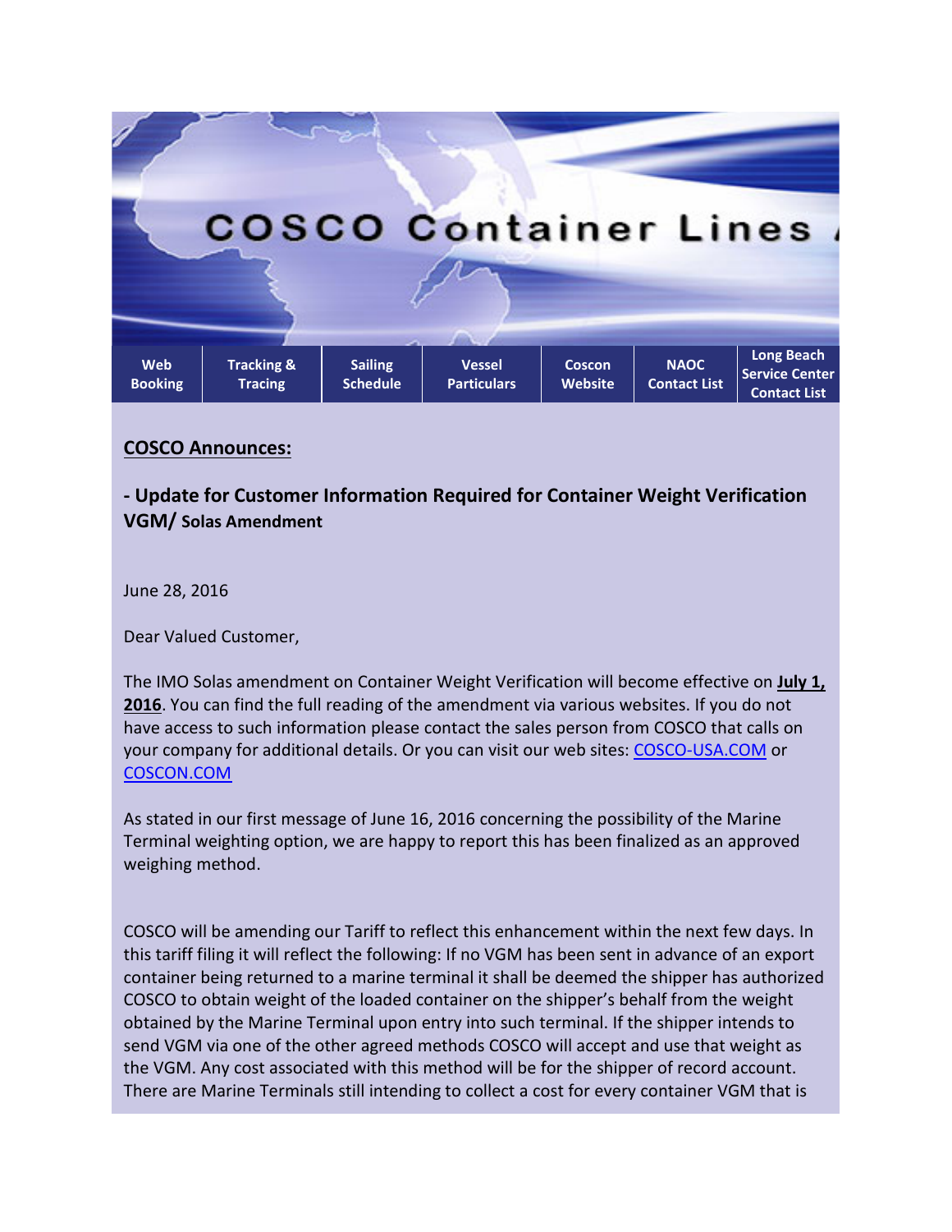# COSCO Container Lines

| Web Booking | Tracking & Tracing | Sailing Schedule | Vessel Particulars | Coscon Website | NAOC Contact List | Long Beach Service Center Contact List |
|---|---|---|---|---|---|---|

**COSCO Announces:**

**- Update for Customer Information Required for Container Weight Verification VGM/ Solas Amendment**

June 28, 2016

Dear Valued Customer,

The IMO Solas amendment on Container Weight Verification will become effective on **July 1, 2016**. You can find the full reading of the amendment via various websites. If you do not have access to such information please contact the sales person from COSCO that calls on your company for additional details. Or you can visit our web sites: COSCO-USA.COM or COSCON.COM

As stated in our first message of June 16, 2016 concerning the possibility of the Marine Terminal weighting option, we are happy to report this has been finalized as an approved weighing method.

COSCO will be amending our Tariff to reflect this enhancement within the next few days. In this tariff filing it will reflect the following: If no VGM has been sent in advance of an export container being returned to a marine terminal it shall be deemed the shipper has authorized COSCO to obtain weight of the loaded container on the shipper's behalf from the weight obtained by the Marine Terminal upon entry into such terminal. If the shipper intends to send VGM via one of the other agreed methods COSCO will accept and use that weight as the VGM. Any cost associated with this method will be for the shipper of record account. There are Marine Terminals still intending to collect a cost for every container VGM that is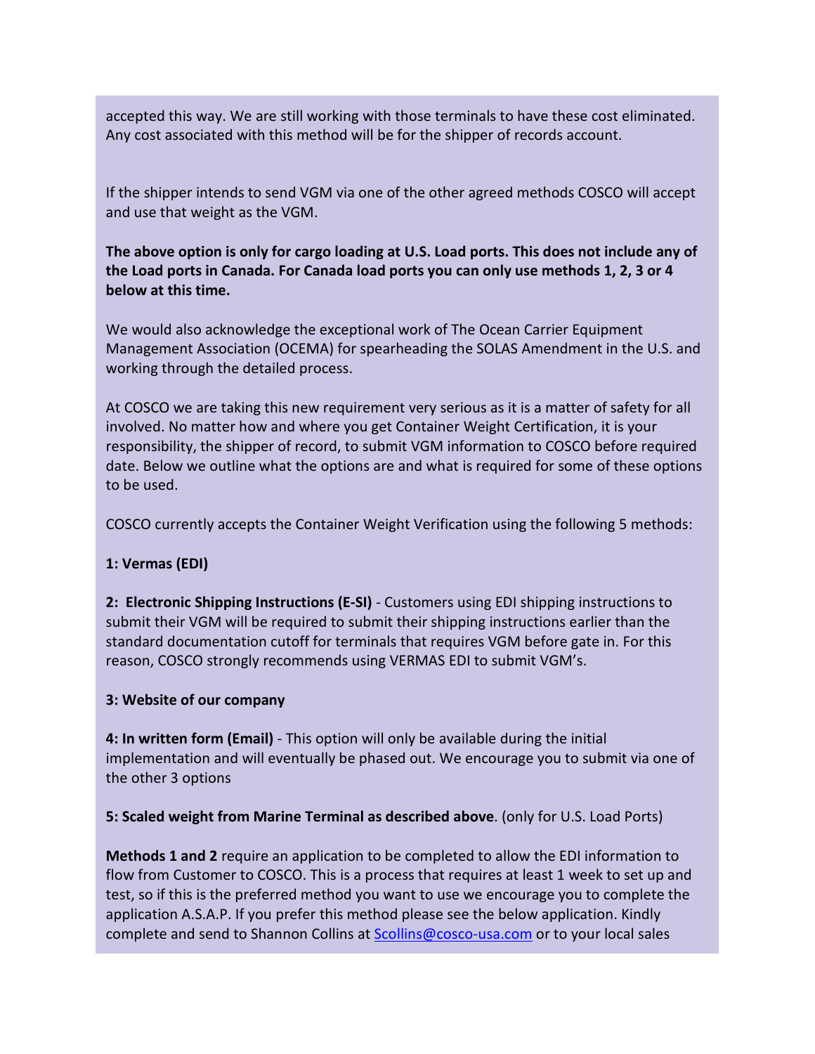accepted this way. We are still working with those terminals to have these cost eliminated. Any cost associated with this method will be for the shipper of records account.

If the shipper intends to send VGM via one of the other agreed methods COSCO will accept and use that weight as the VGM.

**The above option is only for cargo loading at U.S. Load ports. This does not include any of the Load ports in Canada. For Canada load ports you can only use methods 1, 2, 3 or 4 below at this time.**

We would also acknowledge the exceptional work of The Ocean Carrier Equipment Management Association (OCEMA) for spearheading the SOLAS Amendment in the U.S. and working through the detailed process.

At COSCO we are taking this new requirement very serious as it is a matter of safety for all involved. No matter how and where you get Container Weight Certification, it is your responsibility, the shipper of record, to submit VGM information to COSCO before required date. Below we outline what the options are and what is required for some of these options to be used.

COSCO currently accepts the Container Weight Verification using the following 5 methods:

**1: Vermas (EDI)**

**2: Electronic Shipping Instructions (E-SI)** - Customers using EDI shipping instructions to submit their VGM will be required to submit their shipping instructions earlier than the standard documentation cutoff for terminals that requires VGM before gate in. For this reason, COSCO strongly recommends using VERMAS EDI to submit VGM's.

**3: Website of our company**

**4: In written form (Email)** - This option will only be available during the initial implementation and will eventually be phased out. We encourage you to submit via one of the other 3 options

**5: Scaled weight from Marine Terminal as described above**. (only for U.S. Load Ports)

**Methods 1 and 2** require an application to be completed to allow the EDI information to flow from Customer to COSCO. This is a process that requires at least 1 week to set up and test, so if this is the preferred method you want to use we encourage you to complete the application A.S.A.P. If you prefer this method please see the below application. Kindly complete and send to Shannon Collins at [Scollins@cosco-usa.com](mailto:Scollins@cosco-usa.com) or to your local sales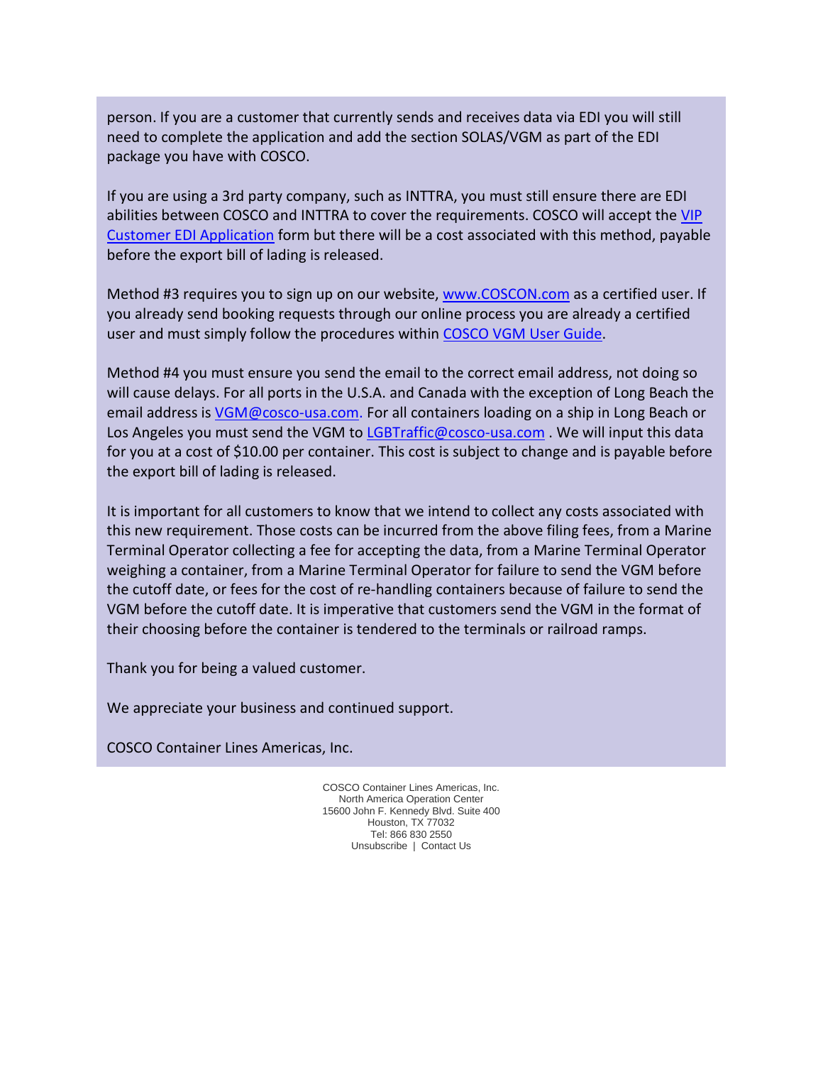person. If you are a customer that currently sends and receives data via EDI you will still need to complete the application and add the section SOLAS/VGM as part of the EDI package you have with COSCO.

If you are using a 3rd party company, such as INTTRA, you must still ensure there are EDI abilities between COSCO and INTTRA to cover the requirements. COSCO will accept the [VIP Customer EDI Application]() form but there will be a cost associated with this method, payable before the export bill of lading is released.

Method #3 requires you to sign up on our website, [www.COSCON.com]() as a certified user. If you already send booking requests through our online process you are already a certified user and must simply follow the procedures within [COSCO VGM User Guide]().

Method #4 you must ensure you send the email to the correct email address, not doing so will cause delays. For all ports in the U.S.A. and Canada with the exception of Long Beach the email address is VGM@cosco-usa.com. For all containers loading on a ship in Long Beach or Los Angeles you must send the VGM to LGBTraffic@cosco-usa.com . We will input this data for you at a cost of $10.00 per container. This cost is subject to change and is payable before the export bill of lading is released.

It is important for all customers to know that we intend to collect any costs associated with this new requirement. Those costs can be incurred from the above filing fees, from a Marine Terminal Operator collecting a fee for accepting the data, from a Marine Terminal Operator weighing a container, from a Marine Terminal Operator for failure to send the VGM before the cutoff date, or fees for the cost of re-handling containers because of failure to send the VGM before the cutoff date. It is imperative that customers send the VGM in the format of their choosing before the container is tendered to the terminals or railroad ramps.

Thank you for being a valued customer.

We appreciate your business and continued support.

COSCO Container Lines Americas, Inc.

COSCO Container Lines Americas, Inc.
North America Operation Center
15600 John F. Kennedy Blvd. Suite 400
Houston, TX 77032
Tel: 866 830 2550
Unsubscribe | Contact Us